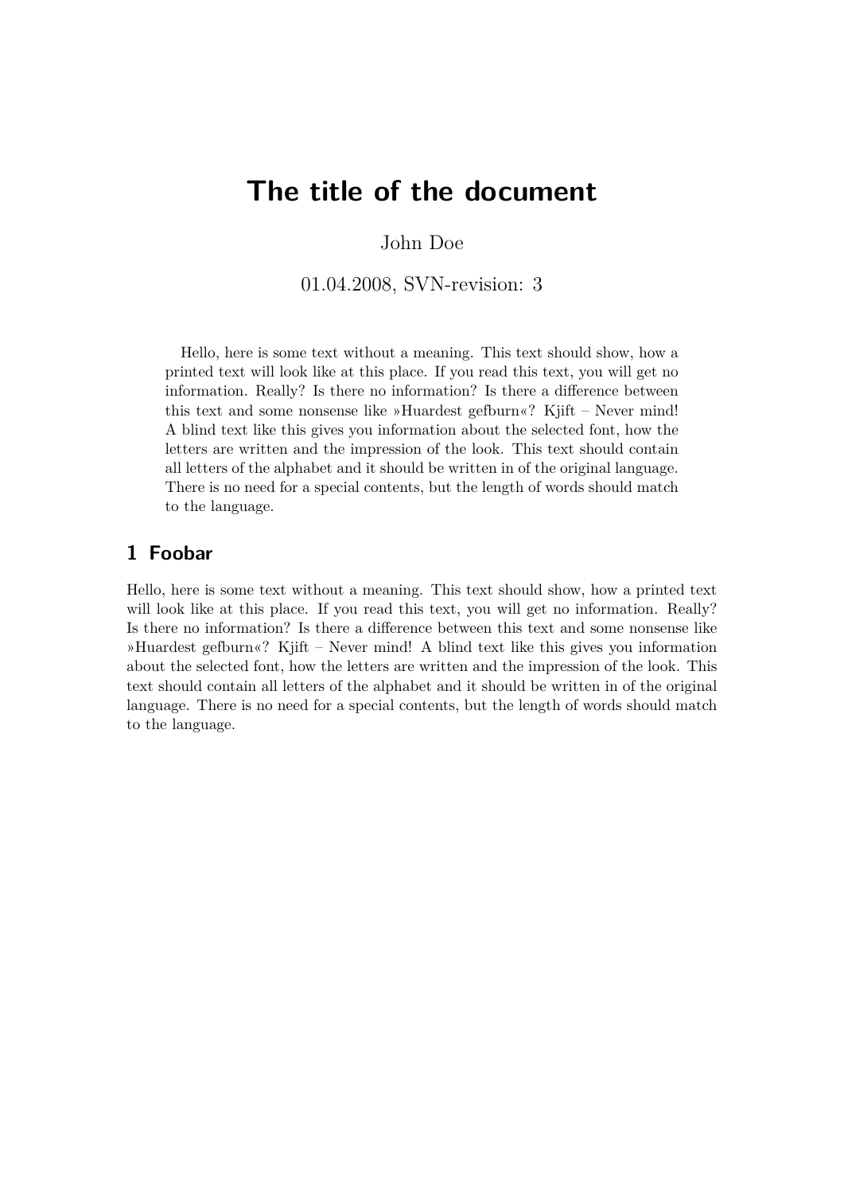# The title of the document

John Doe

01.04.2008, SVN-revision: 3

Hello, here is some text without a meaning. This text should show, how a printed text will look like at this place. If you read this text, you will get no information. Really? Is there no information? Is there a difference between this text and some nonsense like »Huardest gefburn«? Kjift – Never mind! A blind text like this gives you information about the selected font, how the letters are written and the impression of the look. This text should contain all letters of the alphabet and it should be written in of the original language. There is no need for a special contents, but the length of words should match to the language.

## 1 Foobar

Hello, here is some text without a meaning. This text should show, how a printed text will look like at this place. If you read this text, you will get no information. Really? Is there no information? Is there a difference between this text and some nonsense like »Huardest gefburn«? Kjift – Never mind! A blind text like this gives you information about the selected font, how the letters are written and the impression of the look. This text should contain all letters of the alphabet and it should be written in of the original language. There is no need for a special contents, but the length of words should match to the language.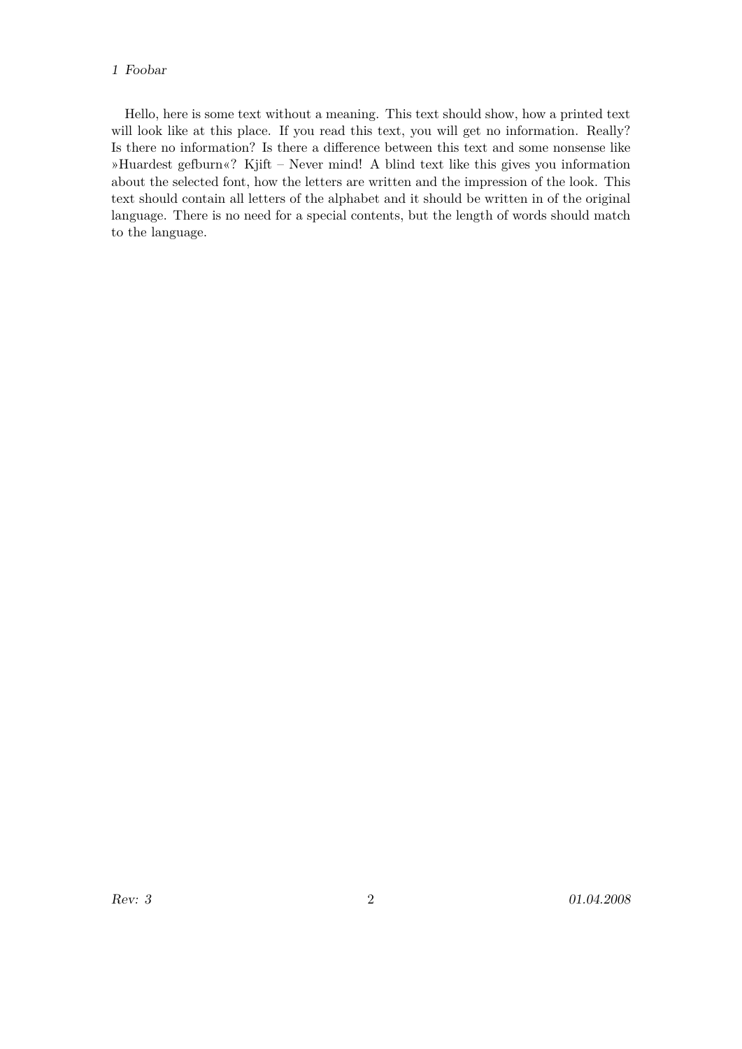Hello, here is some text without a meaning. This text should show, how a printed text will look like at this place. If you read this text, you will get no information. Really? Is there no information? Is there a difference between this text and some nonsense like »Huardest gefburn«? Kjift – Never mind! A blind text like this gives you information about the selected font, how the letters are written and the impression of the look. This text should contain all letters of the alphabet and it should be written in of the original language. There is no need for a special contents, but the length of words should match to the language.